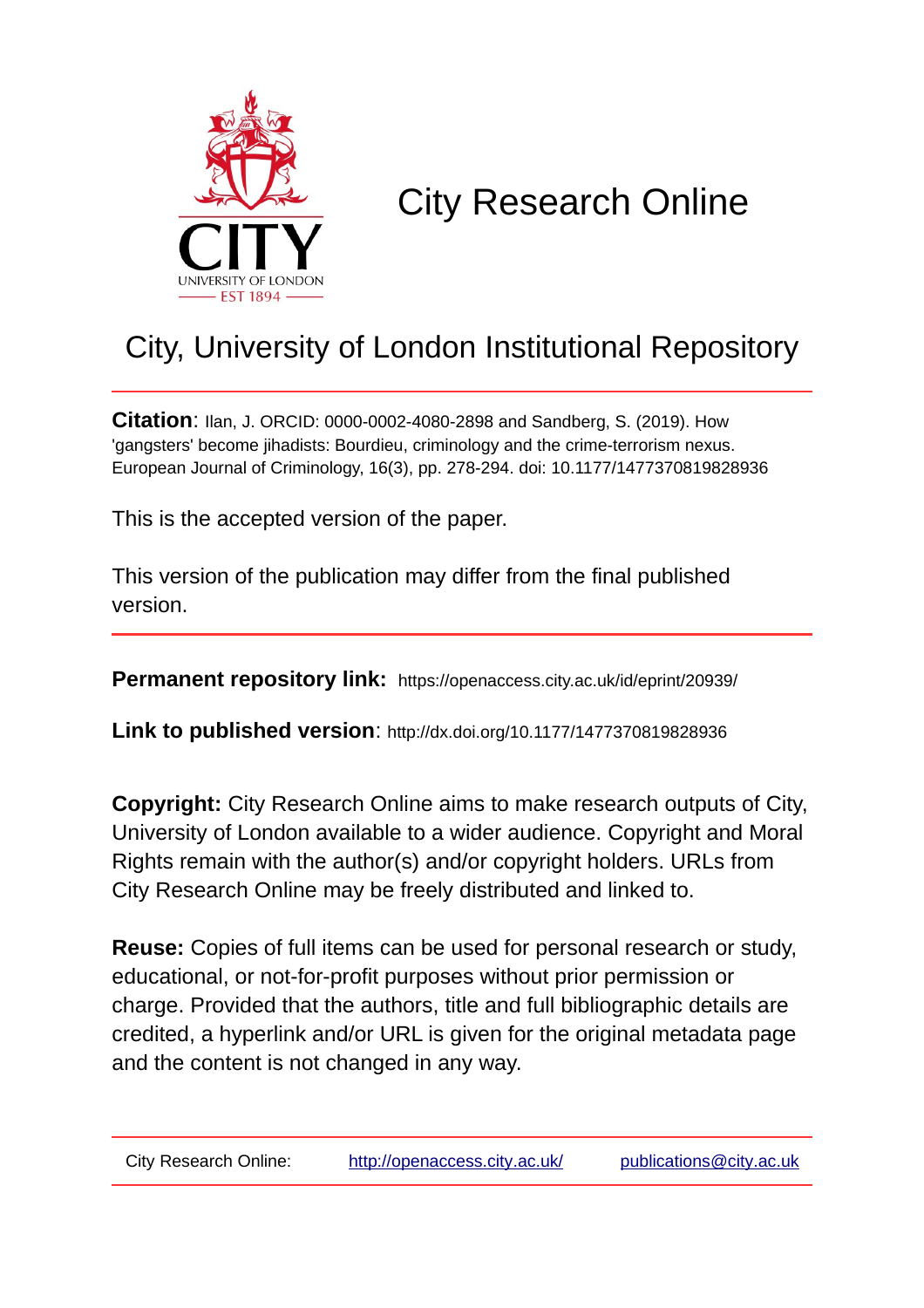# City Research Online

## City, University of London Institutional Repository

**Citation**: Ilan, J. ORCID: 0000-0002-4080-2898 and Sandberg, S. (2019). How 'gangsters' become jihadists: Bourdieu, criminology and the crime-terrorism nexus. European Journal of Criminology, 16(3), pp. 278-294. doi: 10.1177/1477370819828936

This is the accepted version of the paper.

This version of the publication may differ from the final published version.

**Permanent repository link:** https://openaccess.city.ac.uk/id/eprint/20939/

**Link to published version**: http://dx.doi.org/10.1177/1477370819828936

**Copyright:** City Research Online aims to make research outputs of City, University of London available to a wider audience. Copyright and Moral Rights remain with the author(s) and/or copyright holders. URLs from City Research Online may be freely distributed and linked to.

**Reuse:** Copies of full items can be used for personal research or study, educational, or not-for-profit purposes without prior permission or charge. Provided that the authors, title and full bibliographic details are credited, a hyperlink and/or URL is given for the original metadata page and the content is not changed in any way.

City Research Online: http://openaccess.city.ac.uk/ publications@city.ac.uk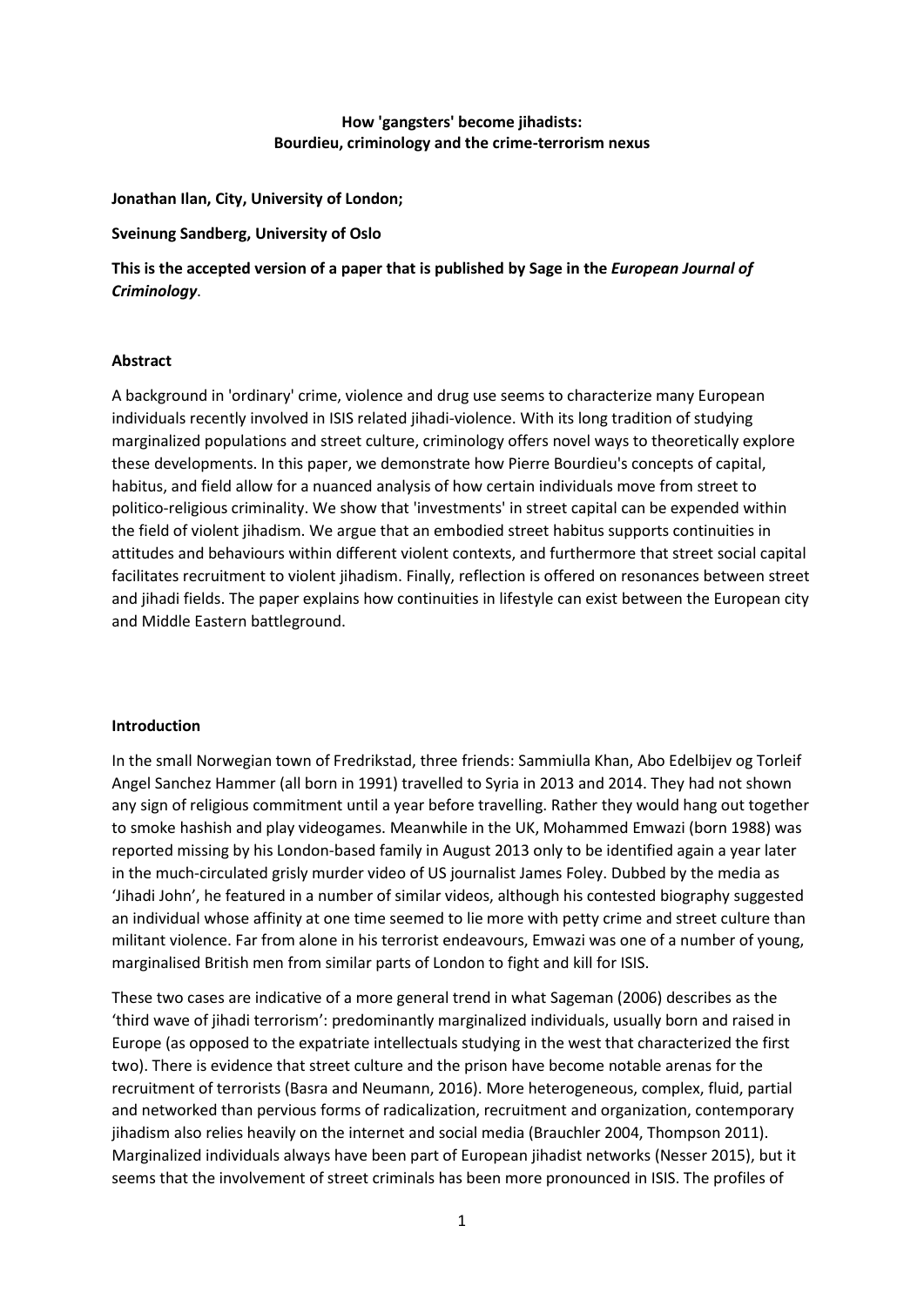**How 'gangsters' become jihadists: Bourdieu, criminology and the crime-terrorism nexus**

**Jonathan Ilan, City, University of London;**

**Sveinung Sandberg, University of Oslo**

**This is the accepted version of a paper that is published by Sage in the *European Journal of Criminology*.**

**Abstract**

A background in 'ordinary' crime, violence and drug use seems to characterize many European individuals recently involved in ISIS related jihadi-violence. With its long tradition of studying marginalized populations and street culture, criminology offers novel ways to theoretically explore these developments. In this paper, we demonstrate how Pierre Bourdieu's concepts of capital, habitus, and field allow for a nuanced analysis of how certain individuals move from street to politico-religious criminality. We show that 'investments' in street capital can be expended within the field of violent jihadism. We argue that an embodied street habitus supports continuities in attitudes and behaviours within different violent contexts, and furthermore that street social capital facilitates recruitment to violent jihadism. Finally, reflection is offered on resonances between street and jihadi fields. The paper explains how continuities in lifestyle can exist between the European city and Middle Eastern battleground.

**Introduction**

In the small Norwegian town of Fredrikstad, three friends: Sammiulla Khan, Abo Edelbijev og Torleif Angel Sanchez Hammer (all born in 1991) travelled to Syria in 2013 and 2014. They had not shown any sign of religious commitment until a year before travelling. Rather they would hang out together to smoke hashish and play videogames. Meanwhile in the UK, Mohammed Emwazi (born 1988) was reported missing by his London-based family in August 2013 only to be identified again a year later in the much-circulated grisly murder video of US journalist James Foley. Dubbed by the media as 'Jihadi John', he featured in a number of similar videos, although his contested biography suggested an individual whose affinity at one time seemed to lie more with petty crime and street culture than militant violence. Far from alone in his terrorist endeavours, Emwazi was one of a number of young, marginalised British men from similar parts of London to fight and kill for ISIS.

These two cases are indicative of a more general trend in what Sageman (2006) describes as the 'third wave of jihadi terrorism': predominantly marginalized individuals, usually born and raised in Europe (as opposed to the expatriate intellectuals studying in the west that characterized the first two). There is evidence that street culture and the prison have become notable arenas for the recruitment of terrorists (Basra and Neumann, 2016). More heterogeneous, complex, fluid, partial and networked than pervious forms of radicalization, recruitment and organization, contemporary jihadism also relies heavily on the internet and social media (Brauchler 2004, Thompson 2011). Marginalized individuals always have been part of European jihadist networks (Nesser 2015), but it seems that the involvement of street criminals has been more pronounced in ISIS. The profiles of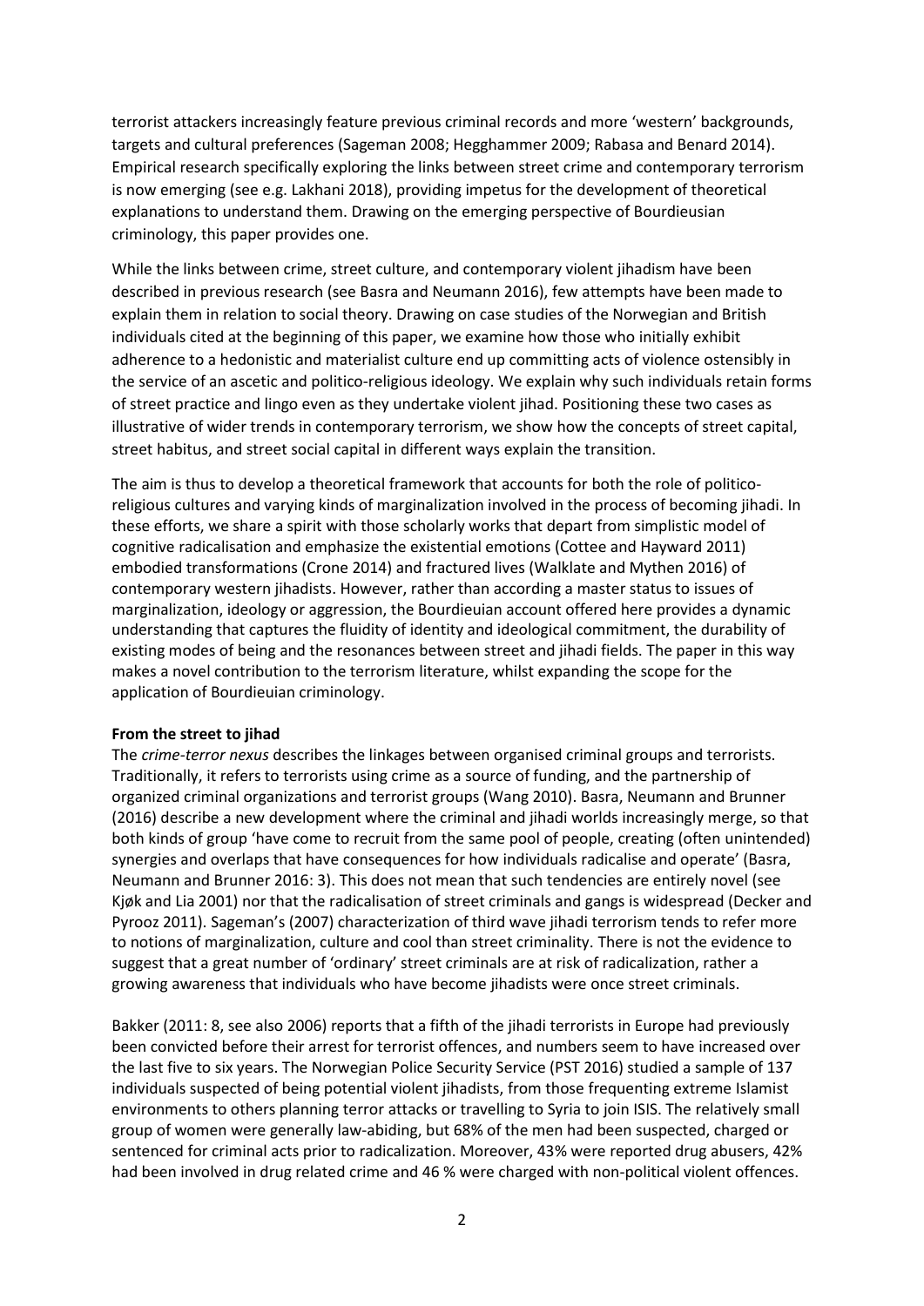terrorist attackers increasingly feature previous criminal records and more 'western' backgrounds, targets and cultural preferences (Sageman 2008; Hegghammer 2009; Rabasa and Benard 2014). Empirical research specifically exploring the links between street crime and contemporary terrorism is now emerging (see e.g. Lakhani 2018), providing impetus for the development of theoretical explanations to understand them. Drawing on the emerging perspective of Bourdieusian criminology, this paper provides one.

While the links between crime, street culture, and contemporary violent jihadism have been described in previous research (see Basra and Neumann 2016), few attempts have been made to explain them in relation to social theory. Drawing on case studies of the Norwegian and British individuals cited at the beginning of this paper, we examine how those who initially exhibit adherence to a hedonistic and materialist culture end up committing acts of violence ostensibly in the service of an ascetic and politico-religious ideology. We explain why such individuals retain forms of street practice and lingo even as they undertake violent jihad. Positioning these two cases as illustrative of wider trends in contemporary terrorism, we show how the concepts of street capital, street habitus, and street social capital in different ways explain the transition.

The aim is thus to develop a theoretical framework that accounts for both the role of politico-religious cultures and varying kinds of marginalization involved in the process of becoming jihadi. In these efforts, we share a spirit with those scholarly works that depart from simplistic model of cognitive radicalisation and emphasize the existential emotions (Cottee and Hayward 2011) embodied transformations (Crone 2014) and fractured lives (Walklate and Mythen 2016) of contemporary western jihadists. However, rather than according a master status to issues of marginalization, ideology or aggression, the Bourdieuian account offered here provides a dynamic understanding that captures the fluidity of identity and ideological commitment, the durability of existing modes of being and the resonances between street and jihadi fields. The paper in this way makes a novel contribution to the terrorism literature, whilst expanding the scope for the application of Bourdieuian criminology.

**From the street to jihad**

The *crime-terror nexus* describes the linkages between organised criminal groups and terrorists. Traditionally, it refers to terrorists using crime as a source of funding, and the partnership of organized criminal organizations and terrorist groups (Wang 2010). Basra, Neumann and Brunner (2016) describe a new development where the criminal and jihadi worlds increasingly merge, so that both kinds of group 'have come to recruit from the same pool of people, creating (often unintended) synergies and overlaps that have consequences for how individuals radicalise and operate' (Basra, Neumann and Brunner 2016: 3). This does not mean that such tendencies are entirely novel (see Kjøk and Lia 2001) nor that the radicalisation of street criminals and gangs is widespread (Decker and Pyrooz 2011). Sageman's (2007) characterization of third wave jihadi terrorism tends to refer more to notions of marginalization, culture and cool than street criminality. There is not the evidence to suggest that a great number of 'ordinary' street criminals are at risk of radicalization, rather a growing awareness that individuals who have become jihadists were once street criminals.

Bakker (2011: 8, see also 2006) reports that a fifth of the jihadi terrorists in Europe had previously been convicted before their arrest for terrorist offences, and numbers seem to have increased over the last five to six years. The Norwegian Police Security Service (PST 2016) studied a sample of 137 individuals suspected of being potential violent jihadists, from those frequenting extreme Islamist environments to others planning terror attacks or travelling to Syria to join ISIS. The relatively small group of women were generally law-abiding, but 68% of the men had been suspected, charged or sentenced for criminal acts prior to radicalization. Moreover, 43% were reported drug abusers, 42% had been involved in drug related crime and 46 % were charged with non-political violent offences.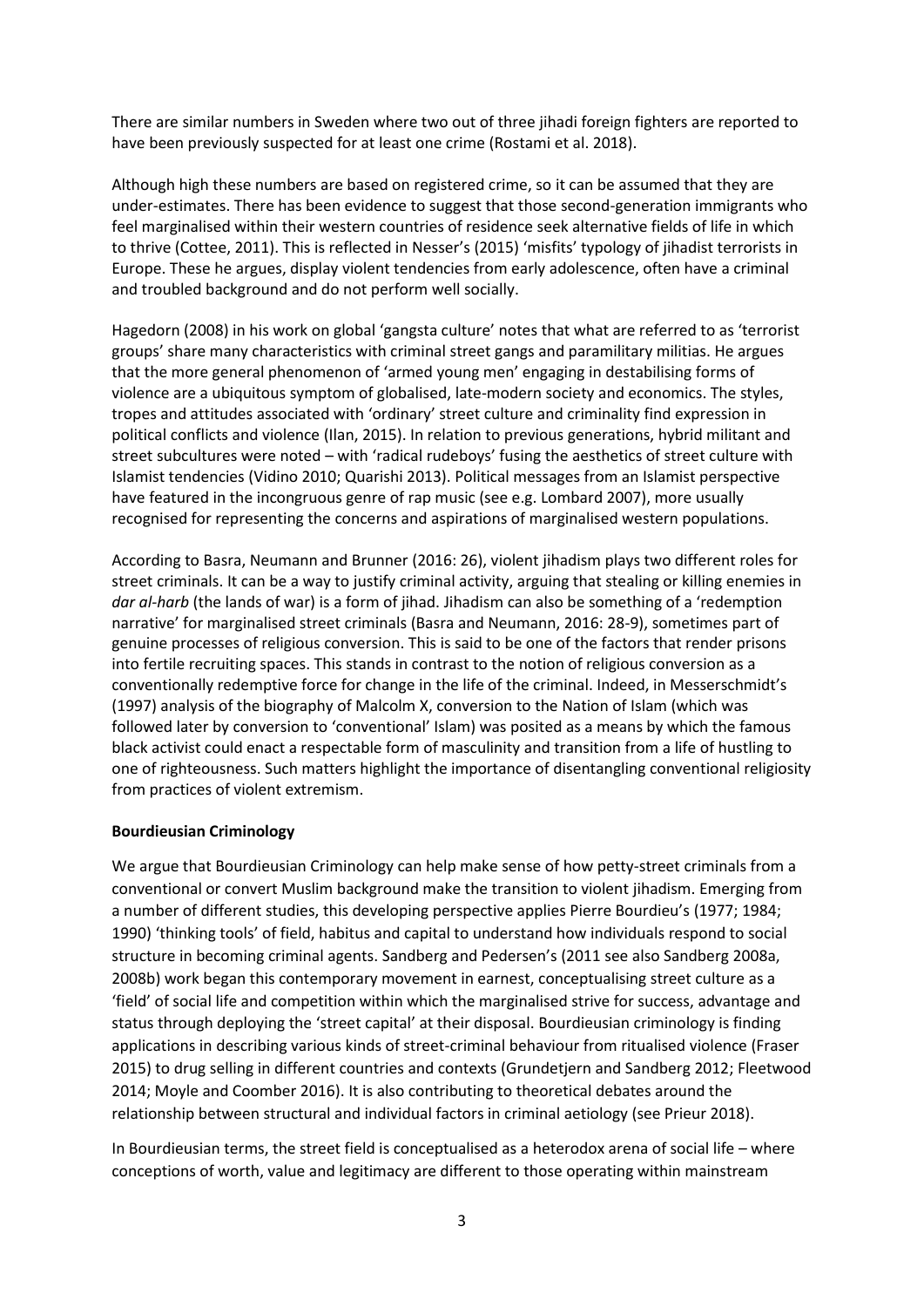There are similar numbers in Sweden where two out of three jihadi foreign fighters are reported to have been previously suspected for at least one crime (Rostami et al. 2018).

Although high these numbers are based on registered crime, so it can be assumed that they are under-estimates. There has been evidence to suggest that those second-generation immigrants who feel marginalised within their western countries of residence seek alternative fields of life in which to thrive (Cottee, 2011). This is reflected in Nesser's (2015) 'misfits' typology of jihadist terrorists in Europe. These he argues, display violent tendencies from early adolescence, often have a criminal and troubled background and do not perform well socially.

Hagedorn (2008) in his work on global 'gangsta culture' notes that what are referred to as 'terrorist groups' share many characteristics with criminal street gangs and paramilitary militias. He argues that the more general phenomenon of 'armed young men' engaging in destabilising forms of violence are a ubiquitous symptom of globalised, late-modern society and economics. The styles, tropes and attitudes associated with 'ordinary' street culture and criminality find expression in political conflicts and violence (Ilan, 2015). In relation to previous generations, hybrid militant and street subcultures were noted – with 'radical rudeboys' fusing the aesthetics of street culture with Islamist tendencies (Vidino 2010; Quarishi 2013). Political messages from an Islamist perspective have featured in the incongruous genre of rap music (see e.g. Lombard 2007), more usually recognised for representing the concerns and aspirations of marginalised western populations.

According to Basra, Neumann and Brunner (2016: 26), violent jihadism plays two different roles for street criminals. It can be a way to justify criminal activity, arguing that stealing or killing enemies in *dar al-harb* (the lands of war) is a form of jihad. Jihadism can also be something of a 'redemption narrative' for marginalised street criminals (Basra and Neumann, 2016: 28-9), sometimes part of genuine processes of religious conversion. This is said to be one of the factors that render prisons into fertile recruiting spaces. This stands in contrast to the notion of religious conversion as a conventionally redemptive force for change in the life of the criminal. Indeed, in Messerschmidt's (1997) analysis of the biography of Malcolm X, conversion to the Nation of Islam (which was followed later by conversion to 'conventional' Islam) was posited as a means by which the famous black activist could enact a respectable form of masculinity and transition from a life of hustling to one of righteousness. Such matters highlight the importance of disentangling conventional religiosity from practices of violent extremism.

## Bourdieusian Criminology

We argue that Bourdieusian Criminology can help make sense of how petty-street criminals from a conventional or convert Muslim background make the transition to violent jihadism. Emerging from a number of different studies, this developing perspective applies Pierre Bourdieu's (1977; 1984; 1990) 'thinking tools' of field, habitus and capital to understand how individuals respond to social structure in becoming criminal agents. Sandberg and Pedersen's (2011 see also Sandberg 2008a, 2008b) work began this contemporary movement in earnest, conceptualising street culture as a 'field' of social life and competition within which the marginalised strive for success, advantage and status through deploying the 'street capital' at their disposal. Bourdieusian criminology is finding applications in describing various kinds of street-criminal behaviour from ritualised violence (Fraser 2015) to drug selling in different countries and contexts (Grundetjern and Sandberg 2012; Fleetwood 2014; Moyle and Coomber 2016). It is also contributing to theoretical debates around the relationship between structural and individual factors in criminal aetiology (see Prieur 2018).

In Bourdieusian terms, the street field is conceptualised as a heterodox arena of social life – where conceptions of worth, value and legitimacy are different to those operating within mainstream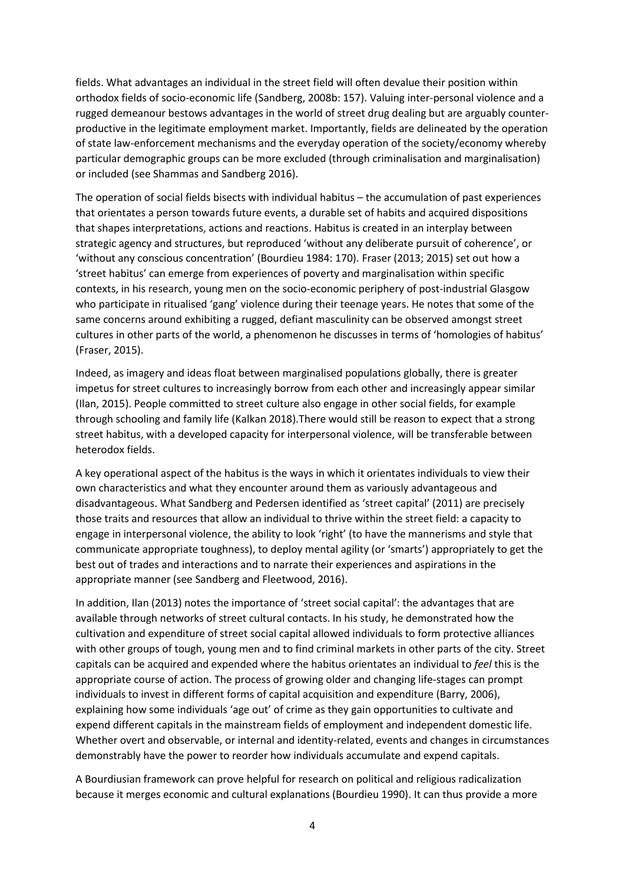fields. What advantages an individual in the street field will often devalue their position within orthodox fields of socio-economic life (Sandberg, 2008b: 157). Valuing inter-personal violence and a rugged demeanour bestows advantages in the world of street drug dealing but are arguably counter-productive in the legitimate employment market. Importantly, fields are delineated by the operation of state law-enforcement mechanisms and the everyday operation of the society/economy whereby particular demographic groups can be more excluded (through criminalisation and marginalisation) or included (see Shammas and Sandberg 2016).

The operation of social fields bisects with individual habitus – the accumulation of past experiences that orientates a person towards future events, a durable set of habits and acquired dispositions that shapes interpretations, actions and reactions. Habitus is created in an interplay between strategic agency and structures, but reproduced 'without any deliberate pursuit of coherence', or 'without any conscious concentration' (Bourdieu 1984: 170). Fraser (2013; 2015) set out how a 'street habitus' can emerge from experiences of poverty and marginalisation within specific contexts, in his research, young men on the socio-economic periphery of post-industrial Glasgow who participate in ritualised 'gang' violence during their teenage years. He notes that some of the same concerns around exhibiting a rugged, defiant masculinity can be observed amongst street cultures in other parts of the world, a phenomenon he discusses in terms of 'homologies of habitus' (Fraser, 2015).

Indeed, as imagery and ideas float between marginalised populations globally, there is greater impetus for street cultures to increasingly borrow from each other and increasingly appear similar (Ilan, 2015). People committed to street culture also engage in other social fields, for example through schooling and family life (Kalkan 2018).There would still be reason to expect that a strong street habitus, with a developed capacity for interpersonal violence, will be transferable between heterodox fields.

A key operational aspect of the habitus is the ways in which it orientates individuals to view their own characteristics and what they encounter around them as variously advantageous and disadvantageous. What Sandberg and Pedersen identified as 'street capital' (2011) are precisely those traits and resources that allow an individual to thrive within the street field: a capacity to engage in interpersonal violence, the ability to look 'right' (to have the mannerisms and style that communicate appropriate toughness), to deploy mental agility (or 'smarts') appropriately to get the best out of trades and interactions and to narrate their experiences and aspirations in the appropriate manner (see Sandberg and Fleetwood, 2016).

In addition, Ilan (2013) notes the importance of 'street social capital': the advantages that are available through networks of street cultural contacts. In his study, he demonstrated how the cultivation and expenditure of street social capital allowed individuals to form protective alliances with other groups of tough, young men and to find criminal markets in other parts of the city. Street capitals can be acquired and expended where the habitus orientates an individual to *feel* this is the appropriate course of action. The process of growing older and changing life-stages can prompt individuals to invest in different forms of capital acquisition and expenditure (Barry, 2006), explaining how some individuals 'age out' of crime as they gain opportunities to cultivate and expend different capitals in the mainstream fields of employment and independent domestic life. Whether overt and observable, or internal and identity-related, events and changes in circumstances demonstrably have the power to reorder how individuals accumulate and expend capitals.

A Bourdiusian framework can prove helpful for research on political and religious radicalization because it merges economic and cultural explanations (Bourdieu 1990). It can thus provide a more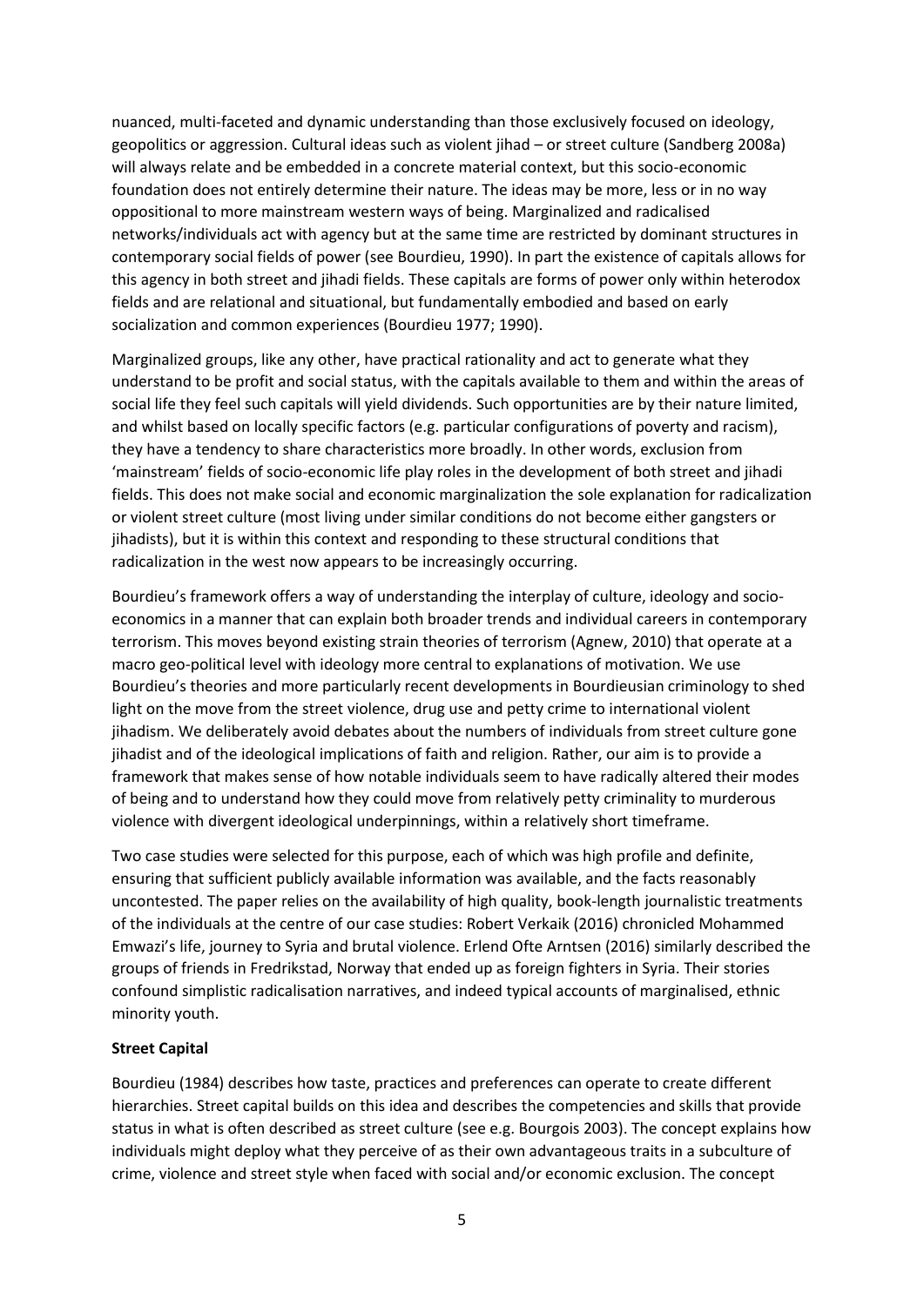nuanced, multi-faceted and dynamic understanding than those exclusively focused on ideology, geopolitics or aggression. Cultural ideas such as violent jihad – or street culture (Sandberg 2008a) will always relate and be embedded in a concrete material context, but this socio-economic foundation does not entirely determine their nature. The ideas may be more, less or in no way oppositional to more mainstream western ways of being. Marginalized and radicalised networks/individuals act with agency but at the same time are restricted by dominant structures in contemporary social fields of power (see Bourdieu, 1990). In part the existence of capitals allows for this agency in both street and jihadi fields. These capitals are forms of power only within heterodox fields and are relational and situational, but fundamentally embodied and based on early socialization and common experiences (Bourdieu 1977; 1990).

Marginalized groups, like any other, have practical rationality and act to generate what they understand to be profit and social status, with the capitals available to them and within the areas of social life they feel such capitals will yield dividends. Such opportunities are by their nature limited, and whilst based on locally specific factors (e.g. particular configurations of poverty and racism), they have a tendency to share characteristics more broadly. In other words, exclusion from 'mainstream' fields of socio-economic life play roles in the development of both street and jihadi fields. This does not make social and economic marginalization the sole explanation for radicalization or violent street culture (most living under similar conditions do not become either gangsters or jihadists), but it is within this context and responding to these structural conditions that radicalization in the west now appears to be increasingly occurring.

Bourdieu's framework offers a way of understanding the interplay of culture, ideology and socio-economics in a manner that can explain both broader trends and individual careers in contemporary terrorism. This moves beyond existing strain theories of terrorism (Agnew, 2010) that operate at a macro geo-political level with ideology more central to explanations of motivation. We use Bourdieu's theories and more particularly recent developments in Bourdieusian criminology to shed light on the move from the street violence, drug use and petty crime to international violent jihadism. We deliberately avoid debates about the numbers of individuals from street culture gone jihadist and of the ideological implications of faith and religion. Rather, our aim is to provide a framework that makes sense of how notable individuals seem to have radically altered their modes of being and to understand how they could move from relatively petty criminality to murderous violence with divergent ideological underpinnings, within a relatively short timeframe.

Two case studies were selected for this purpose, each of which was high profile and definite, ensuring that sufficient publicly available information was available, and the facts reasonably uncontested. The paper relies on the availability of high quality, book-length journalistic treatments of the individuals at the centre of our case studies: Robert Verkaik (2016) chronicled Mohammed Emwazi's life, journey to Syria and brutal violence. Erlend Ofte Arntsen (2016) similarly described the groups of friends in Fredrikstad, Norway that ended up as foreign fighters in Syria. Their stories confound simplistic radicalisation narratives, and indeed typical accounts of marginalised, ethnic minority youth.

**Street Capital**

Bourdieu (1984) describes how taste, practices and preferences can operate to create different hierarchies. Street capital builds on this idea and describes the competencies and skills that provide status in what is often described as street culture (see e.g. Bourgois 2003). The concept explains how individuals might deploy what they perceive of as their own advantageous traits in a subculture of crime, violence and street style when faced with social and/or economic exclusion. The concept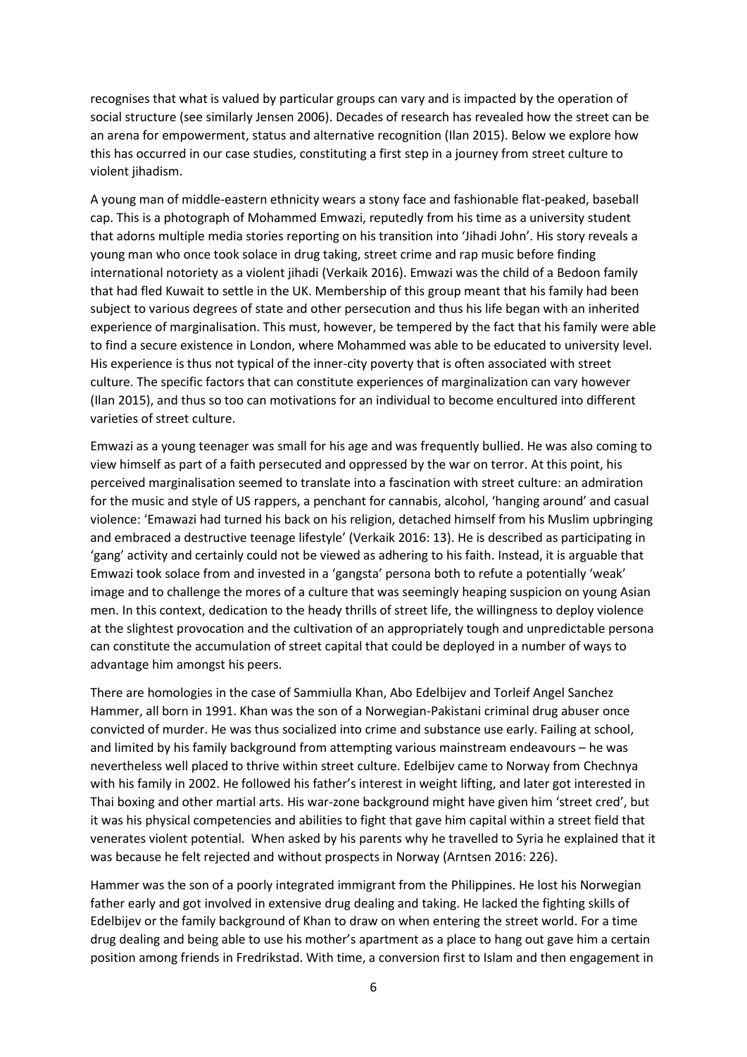recognises that what is valued by particular groups can vary and is impacted by the operation of social structure (see similarly Jensen 2006). Decades of research has revealed how the street can be an arena for empowerment, status and alternative recognition (Ilan 2015). Below we explore how this has occurred in our case studies, constituting a first step in a journey from street culture to violent jihadism.

A young man of middle-eastern ethnicity wears a stony face and fashionable flat-peaked, baseball cap. This is a photograph of Mohammed Emwazi, reputedly from his time as a university student that adorns multiple media stories reporting on his transition into 'Jihadi John'. His story reveals a young man who once took solace in drug taking, street crime and rap music before finding international notoriety as a violent jihadi (Verkaik 2016). Emwazi was the child of a Bedoon family that had fled Kuwait to settle in the UK. Membership of this group meant that his family had been subject to various degrees of state and other persecution and thus his life began with an inherited experience of marginalisation. This must, however, be tempered by the fact that his family were able to find a secure existence in London, where Mohammed was able to be educated to university level. His experience is thus not typical of the inner-city poverty that is often associated with street culture. The specific factors that can constitute experiences of marginalization can vary however (Ilan 2015), and thus so too can motivations for an individual to become encultured into different varieties of street culture.

Emwazi as a young teenager was small for his age and was frequently bullied. He was also coming to view himself as part of a faith persecuted and oppressed by the war on terror. At this point, his perceived marginalisation seemed to translate into a fascination with street culture: an admiration for the music and style of US rappers, a penchant for cannabis, alcohol, 'hanging around' and casual violence: 'Emawazi had turned his back on his religion, detached himself from his Muslim upbringing and embraced a destructive teenage lifestyle' (Verkaik 2016: 13). He is described as participating in 'gang' activity and certainly could not be viewed as adhering to his faith. Instead, it is arguable that Emwazi took solace from and invested in a 'gangsta' persona both to refute a potentially 'weak' image and to challenge the mores of a culture that was seemingly heaping suspicion on young Asian men. In this context, dedication to the heady thrills of street life, the willingness to deploy violence at the slightest provocation and the cultivation of an appropriately tough and unpredictable persona can constitute the accumulation of street capital that could be deployed in a number of ways to advantage him amongst his peers.

There are homologies in the case of Sammiulla Khan, Abo Edelbijev and Torleif Angel Sanchez Hammer, all born in 1991. Khan was the son of a Norwegian-Pakistani criminal drug abuser once convicted of murder. He was thus socialized into crime and substance use early. Failing at school, and limited by his family background from attempting various mainstream endeavours – he was nevertheless well placed to thrive within street culture. Edelbijev came to Norway from Chechnya with his family in 2002. He followed his father's interest in weight lifting, and later got interested in Thai boxing and other martial arts. His war-zone background might have given him 'street cred', but it was his physical competencies and abilities to fight that gave him capital within a street field that venerates violent potential. When asked by his parents why he travelled to Syria he explained that it was because he felt rejected and without prospects in Norway (Arntsen 2016: 226).

Hammer was the son of a poorly integrated immigrant from the Philippines. He lost his Norwegian father early and got involved in extensive drug dealing and taking. He lacked the fighting skills of Edelbijev or the family background of Khan to draw on when entering the street world. For a time drug dealing and being able to use his mother's apartment as a place to hang out gave him a certain position among friends in Fredrikstad. With time, a conversion first to Islam and then engagement in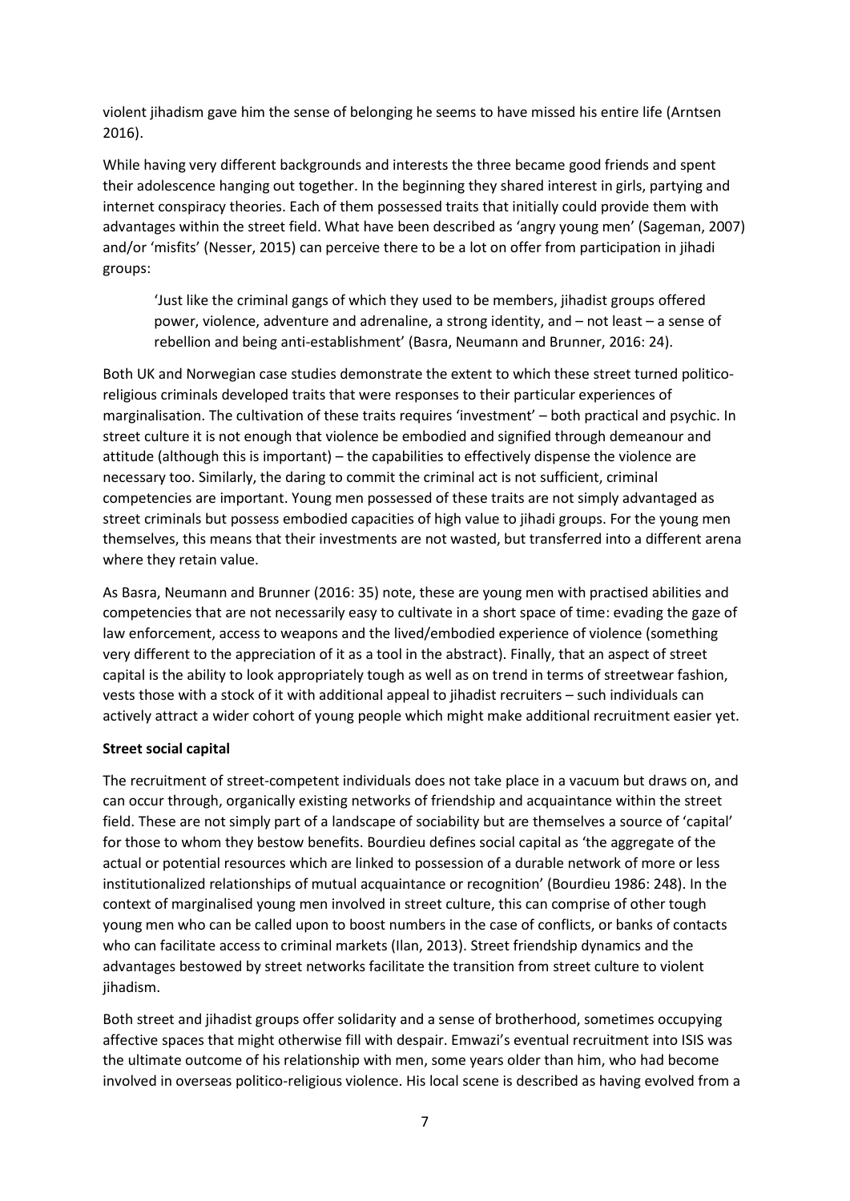violent jihadism gave him the sense of belonging he seems to have missed his entire life (Arntsen 2016).

While having very different backgrounds and interests the three became good friends and spent their adolescence hanging out together. In the beginning they shared interest in girls, partying and internet conspiracy theories. Each of them possessed traits that initially could provide them with advantages within the street field. What have been described as 'angry young men' (Sageman, 2007) and/or 'misfits' (Nesser, 2015) can perceive there to be a lot on offer from participation in jihadi groups:

> 'Just like the criminal gangs of which they used to be members, jihadist groups offered power, violence, adventure and adrenaline, a strong identity, and – not least – a sense of rebellion and being anti-establishment' (Basra, Neumann and Brunner, 2016: 24).

Both UK and Norwegian case studies demonstrate the extent to which these street turned politico-religious criminals developed traits that were responses to their particular experiences of marginalisation. The cultivation of these traits requires 'investment' – both practical and psychic. In street culture it is not enough that violence be embodied and signified through demeanour and attitude (although this is important) – the capabilities to effectively dispense the violence are necessary too. Similarly, the daring to commit the criminal act is not sufficient, criminal competencies are important. Young men possessed of these traits are not simply advantaged as street criminals but possess embodied capacities of high value to jihadi groups. For the young men themselves, this means that their investments are not wasted, but transferred into a different arena where they retain value.

As Basra, Neumann and Brunner (2016: 35) note, these are young men with practised abilities and competencies that are not necessarily easy to cultivate in a short space of time: evading the gaze of law enforcement, access to weapons and the lived/embodied experience of violence (something very different to the appreciation of it as a tool in the abstract). Finally, that an aspect of street capital is the ability to look appropriately tough as well as on trend in terms of streetwear fashion, vests those with a stock of it with additional appeal to jihadist recruiters – such individuals can actively attract a wider cohort of young people which might make additional recruitment easier yet.

**Street social capital**

The recruitment of street-competent individuals does not take place in a vacuum but draws on, and can occur through, organically existing networks of friendship and acquaintance within the street field. These are not simply part of a landscape of sociability but are themselves a source of 'capital' for those to whom they bestow benefits. Bourdieu defines social capital as 'the aggregate of the actual or potential resources which are linked to possession of a durable network of more or less institutionalized relationships of mutual acquaintance or recognition' (Bourdieu 1986: 248). In the context of marginalised young men involved in street culture, this can comprise of other tough young men who can be called upon to boost numbers in the case of conflicts, or banks of contacts who can facilitate access to criminal markets (Ilan, 2013). Street friendship dynamics and the advantages bestowed by street networks facilitate the transition from street culture to violent jihadism.

Both street and jihadist groups offer solidarity and a sense of brotherhood, sometimes occupying affective spaces that might otherwise fill with despair. Emwazi's eventual recruitment into ISIS was the ultimate outcome of his relationship with men, some years older than him, who had become involved in overseas politico-religious violence. His local scene is described as having evolved from a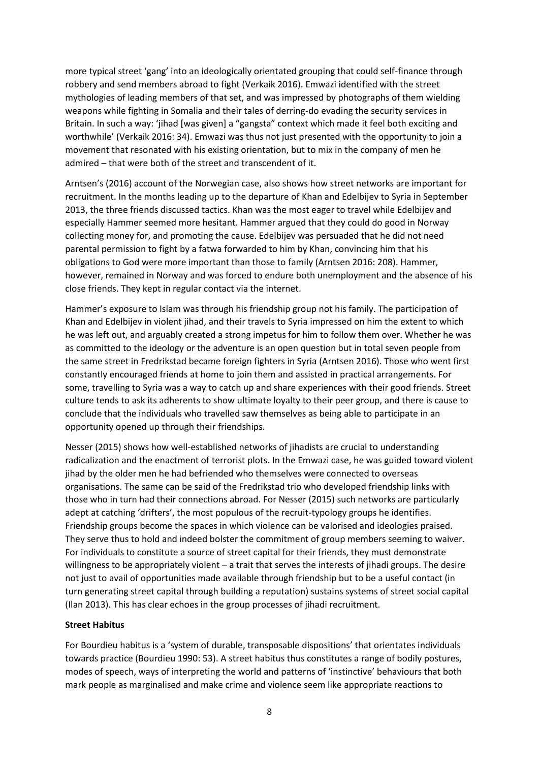more typical street 'gang' into an ideologically orientated grouping that could self-finance through robbery and send members abroad to fight (Verkaik 2016). Emwazi identified with the street mythologies of leading members of that set, and was impressed by photographs of them wielding weapons while fighting in Somalia and their tales of derring-do evading the security services in Britain. In such a way: 'jihad [was given] a "gangsta" context which made it feel both exciting and worthwhile' (Verkaik 2016: 34). Emwazi was thus not just presented with the opportunity to join a movement that resonated with his existing orientation, but to mix in the company of men he admired – that were both of the street and transcendent of it.

Arntsen's (2016) account of the Norwegian case, also shows how street networks are important for recruitment. In the months leading up to the departure of Khan and Edelbijev to Syria in September 2013, the three friends discussed tactics. Khan was the most eager to travel while Edelbijev and especially Hammer seemed more hesitant. Hammer argued that they could do good in Norway collecting money for, and promoting the cause. Edelbijev was persuaded that he did not need parental permission to fight by a fatwa forwarded to him by Khan, convincing him that his obligations to God were more important than those to family (Arntsen 2016: 208). Hammer, however, remained in Norway and was forced to endure both unemployment and the absence of his close friends. They kept in regular contact via the internet.

Hammer's exposure to Islam was through his friendship group not his family. The participation of Khan and Edelbijev in violent jihad, and their travels to Syria impressed on him the extent to which he was left out, and arguably created a strong impetus for him to follow them over. Whether he was as committed to the ideology or the adventure is an open question but in total seven people from the same street in Fredrikstad became foreign fighters in Syria (Arntsen 2016). Those who went first constantly encouraged friends at home to join them and assisted in practical arrangements. For some, travelling to Syria was a way to catch up and share experiences with their good friends. Street culture tends to ask its adherents to show ultimate loyalty to their peer group, and there is cause to conclude that the individuals who travelled saw themselves as being able to participate in an opportunity opened up through their friendships.

Nesser (2015) shows how well-established networks of jihadists are crucial to understanding radicalization and the enactment of terrorist plots. In the Emwazi case, he was guided toward violent jihad by the older men he had befriended who themselves were connected to overseas organisations. The same can be said of the Fredrikstad trio who developed friendship links with those who in turn had their connections abroad. For Nesser (2015) such networks are particularly adept at catching 'drifters', the most populous of the recruit-typology groups he identifies. Friendship groups become the spaces in which violence can be valorised and ideologies praised. They serve thus to hold and indeed bolster the commitment of group members seeming to waiver. For individuals to constitute a source of street capital for their friends, they must demonstrate willingness to be appropriately violent – a trait that serves the interests of jihadi groups. The desire not just to avail of opportunities made available through friendship but to be a useful contact (in turn generating street capital through building a reputation) sustains systems of street social capital (Ilan 2013). This has clear echoes in the group processes of jihadi recruitment.

**Street Habitus**

For Bourdieu habitus is a 'system of durable, transposable dispositions' that orientates individuals towards practice (Bourdieu 1990: 53). A street habitus thus constitutes a range of bodily postures, modes of speech, ways of interpreting the world and patterns of 'instinctive' behaviours that both mark people as marginalised and make crime and violence seem like appropriate reactions to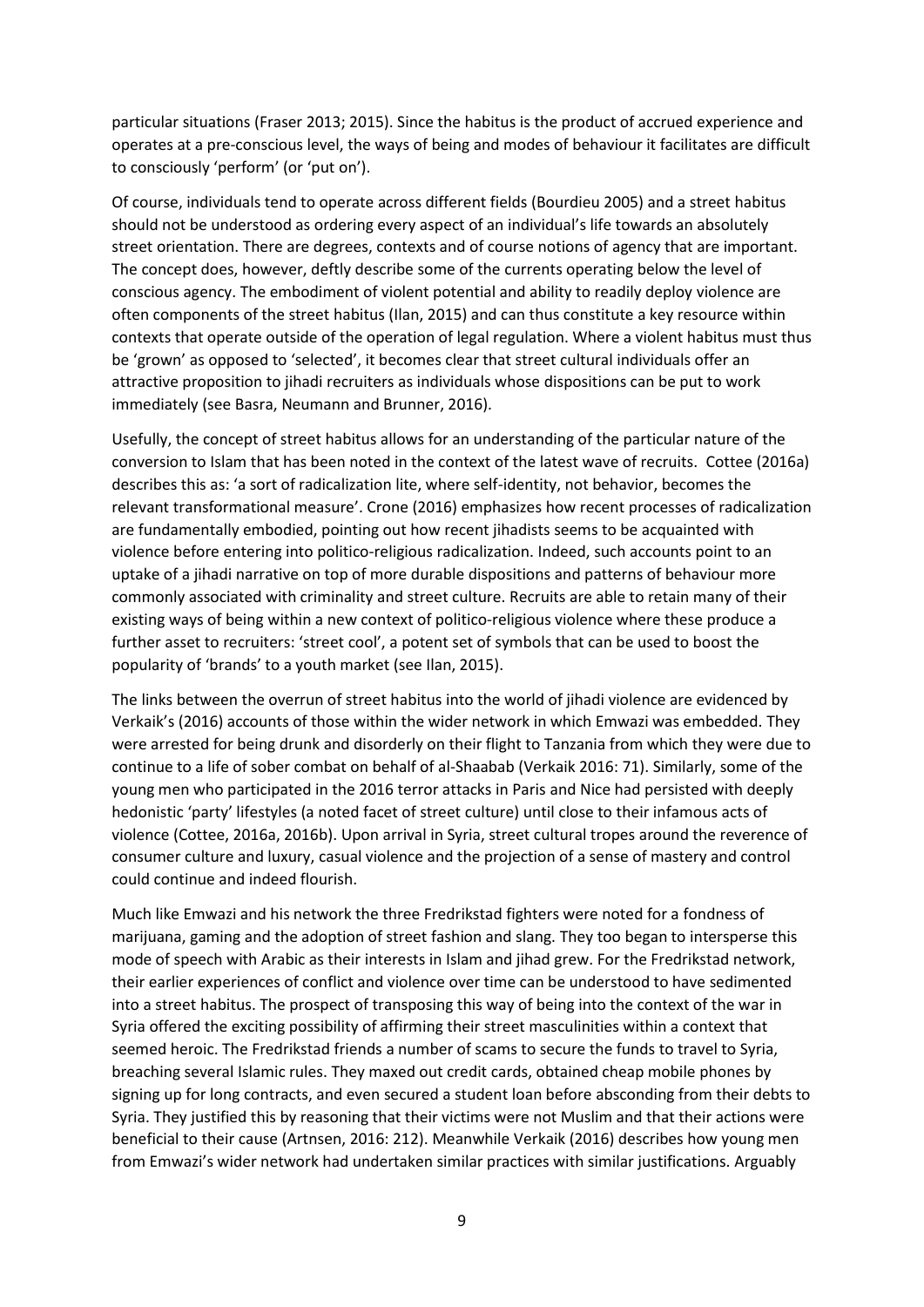particular situations (Fraser 2013; 2015). Since the habitus is the product of accrued experience and operates at a pre-conscious level, the ways of being and modes of behaviour it facilitates are difficult to consciously 'perform' (or 'put on').

Of course, individuals tend to operate across different fields (Bourdieu 2005) and a street habitus should not be understood as ordering every aspect of an individual's life towards an absolutely street orientation. There are degrees, contexts and of course notions of agency that are important. The concept does, however, deftly describe some of the currents operating below the level of conscious agency. The embodiment of violent potential and ability to readily deploy violence are often components of the street habitus (Ilan, 2015) and can thus constitute a key resource within contexts that operate outside of the operation of legal regulation. Where a violent habitus must thus be 'grown' as opposed to 'selected', it becomes clear that street cultural individuals offer an attractive proposition to jihadi recruiters as individuals whose dispositions can be put to work immediately (see Basra, Neumann and Brunner, 2016).

Usefully, the concept of street habitus allows for an understanding of the particular nature of the conversion to Islam that has been noted in the context of the latest wave of recruits. Cottee (2016a) describes this as: 'a sort of radicalization lite, where self-identity, not behavior, becomes the relevant transformational measure'. Crone (2016) emphasizes how recent processes of radicalization are fundamentally embodied, pointing out how recent jihadists seems to be acquainted with violence before entering into politico-religious radicalization. Indeed, such accounts point to an uptake of a jihadi narrative on top of more durable dispositions and patterns of behaviour more commonly associated with criminality and street culture. Recruits are able to retain many of their existing ways of being within a new context of politico-religious violence where these produce a further asset to recruiters: 'street cool', a potent set of symbols that can be used to boost the popularity of 'brands' to a youth market (see Ilan, 2015).

The links between the overrun of street habitus into the world of jihadi violence are evidenced by Verkaik's (2016) accounts of those within the wider network in which Emwazi was embedded. They were arrested for being drunk and disorderly on their flight to Tanzania from which they were due to continue to a life of sober combat on behalf of al-Shaabab (Verkaik 2016: 71). Similarly, some of the young men who participated in the 2016 terror attacks in Paris and Nice had persisted with deeply hedonistic 'party' lifestyles (a noted facet of street culture) until close to their infamous acts of violence (Cottee, 2016a, 2016b). Upon arrival in Syria, street cultural tropes around the reverence of consumer culture and luxury, casual violence and the projection of a sense of mastery and control could continue and indeed flourish.

Much like Emwazi and his network the three Fredrikstad fighters were noted for a fondness of marijuana, gaming and the adoption of street fashion and slang. They too began to intersperse this mode of speech with Arabic as their interests in Islam and jihad grew. For the Fredrikstad network, their earlier experiences of conflict and violence over time can be understood to have sedimented into a street habitus. The prospect of transposing this way of being into the context of the war in Syria offered the exciting possibility of affirming their street masculinities within a context that seemed heroic. The Fredrikstad friends a number of scams to secure the funds to travel to Syria, breaching several Islamic rules. They maxed out credit cards, obtained cheap mobile phones by signing up for long contracts, and even secured a student loan before absconding from their debts to Syria. They justified this by reasoning that their victims were not Muslim and that their actions were beneficial to their cause (Artnsen, 2016: 212). Meanwhile Verkaik (2016) describes how young men from Emwazi's wider network had undertaken similar practices with similar justifications. Arguably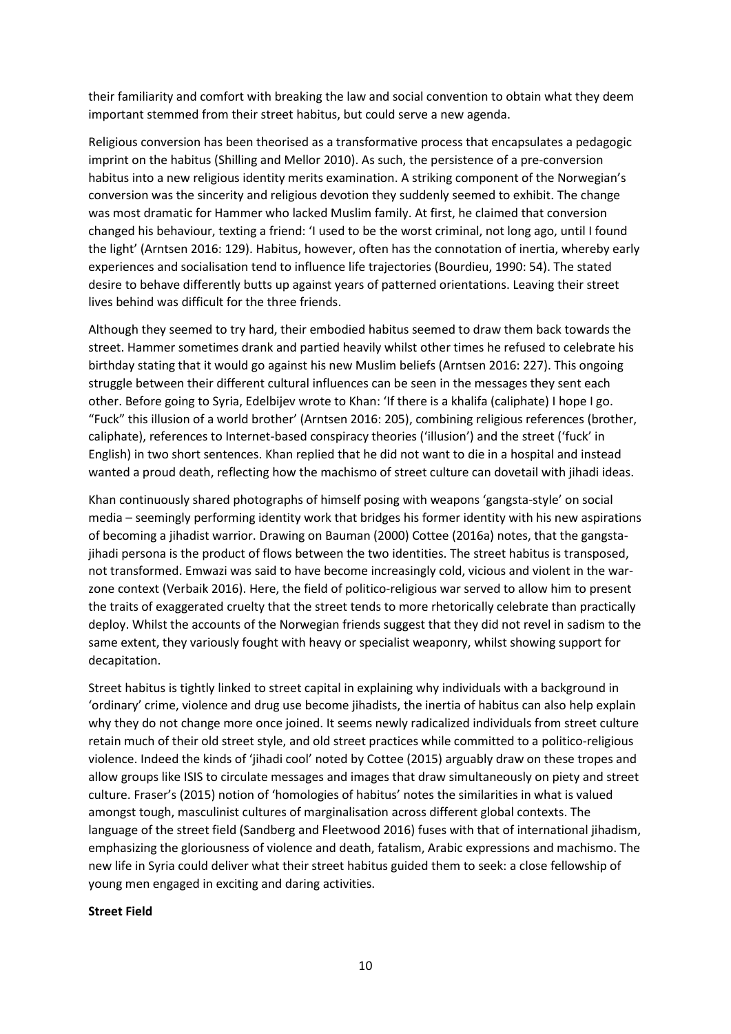their familiarity and comfort with breaking the law and social convention to obtain what they deem important stemmed from their street habitus, but could serve a new agenda.

Religious conversion has been theorised as a transformative process that encapsulates a pedagogic imprint on the habitus (Shilling and Mellor 2010). As such, the persistence of a pre-conversion habitus into a new religious identity merits examination. A striking component of the Norwegian's conversion was the sincerity and religious devotion they suddenly seemed to exhibit. The change was most dramatic for Hammer who lacked Muslim family. At first, he claimed that conversion changed his behaviour, texting a friend: 'I used to be the worst criminal, not long ago, until I found the light' (Arntsen 2016: 129). Habitus, however, often has the connotation of inertia, whereby early experiences and socialisation tend to influence life trajectories (Bourdieu, 1990: 54). The stated desire to behave differently butts up against years of patterned orientations. Leaving their street lives behind was difficult for the three friends.

Although they seemed to try hard, their embodied habitus seemed to draw them back towards the street. Hammer sometimes drank and partied heavily whilst other times he refused to celebrate his birthday stating that it would go against his new Muslim beliefs (Arntsen 2016: 227). This ongoing struggle between their different cultural influences can be seen in the messages they sent each other. Before going to Syria, Edelbijev wrote to Khan: 'If there is a khalifa (caliphate) I hope I go. "Fuck" this illusion of a world brother' (Arntsen 2016: 205), combining religious references (brother, caliphate), references to Internet-based conspiracy theories ('illusion') and the street ('fuck' in English) in two short sentences. Khan replied that he did not want to die in a hospital and instead wanted a proud death, reflecting how the machismo of street culture can dovetail with jihadi ideas.

Khan continuously shared photographs of himself posing with weapons 'gangsta-style' on social media – seemingly performing identity work that bridges his former identity with his new aspirations of becoming a jihadist warrior. Drawing on Bauman (2000) Cottee (2016a) notes, that the gangsta-jihadi persona is the product of flows between the two identities. The street habitus is transposed, not transformed. Emwazi was said to have become increasingly cold, vicious and violent in the war-zone context (Verbaik 2016). Here, the field of politico-religious war served to allow him to present the traits of exaggerated cruelty that the street tends to more rhetorically celebrate than practically deploy. Whilst the accounts of the Norwegian friends suggest that they did not revel in sadism to the same extent, they variously fought with heavy or specialist weaponry, whilst showing support for decapitation.

Street habitus is tightly linked to street capital in explaining why individuals with a background in 'ordinary' crime, violence and drug use become jihadists, the inertia of habitus can also help explain why they do not change more once joined. It seems newly radicalized individuals from street culture retain much of their old street style, and old street practices while committed to a politico-religious violence. Indeed the kinds of 'jihadi cool' noted by Cottee (2015) arguably draw on these tropes and allow groups like ISIS to circulate messages and images that draw simultaneously on piety and street culture. Fraser's (2015) notion of 'homologies of habitus' notes the similarities in what is valued amongst tough, masculinist cultures of marginalisation across different global contexts. The language of the street field (Sandberg and Fleetwood 2016) fuses with that of international jihadism, emphasizing the gloriousness of violence and death, fatalism, Arabic expressions and machismo. The new life in Syria could deliver what their street habitus guided them to seek: a close fellowship of young men engaged in exciting and daring activities.

**Street Field**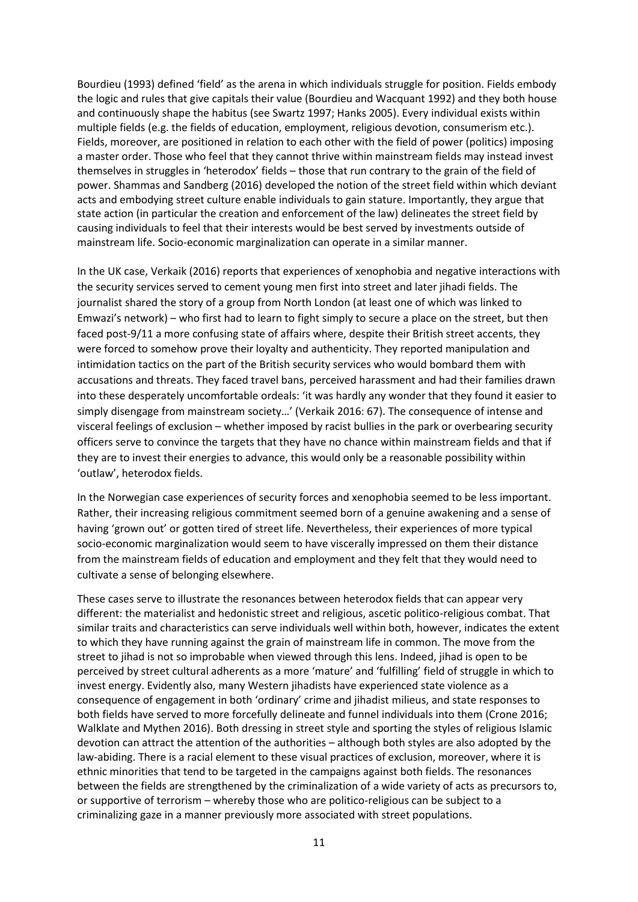Bourdieu (1993) defined 'field' as the arena in which individuals struggle for position. Fields embody the logic and rules that give capitals their value (Bourdieu and Wacquant 1992) and they both house and continuously shape the habitus (see Swartz 1997; Hanks 2005). Every individual exists within multiple fields (e.g. the fields of education, employment, religious devotion, consumerism etc.). Fields, moreover, are positioned in relation to each other with the field of power (politics) imposing a master order. Those who feel that they cannot thrive within mainstream fields may instead invest themselves in struggles in 'heterodox' fields – those that run contrary to the grain of the field of power. Shammas and Sandberg (2016) developed the notion of the street field within which deviant acts and embodying street culture enable individuals to gain stature. Importantly, they argue that state action (in particular the creation and enforcement of the law) delineates the street field by causing individuals to feel that their interests would be best served by investments outside of mainstream life. Socio-economic marginalization can operate in a similar manner.

In the UK case, Verkaik (2016) reports that experiences of xenophobia and negative interactions with the security services served to cement young men first into street and later jihadi fields. The journalist shared the story of a group from North London (at least one of which was linked to Emwazi's network) – who first had to learn to fight simply to secure a place on the street, but then faced post-9/11 a more confusing state of affairs where, despite their British street accents, they were forced to somehow prove their loyalty and authenticity. They reported manipulation and intimidation tactics on the part of the British security services who would bombard them with accusations and threats. They faced travel bans, perceived harassment and had their families drawn into these desperately uncomfortable ordeals: 'it was hardly any wonder that they found it easier to simply disengage from mainstream society…' (Verkaik 2016: 67). The consequence of intense and visceral feelings of exclusion – whether imposed by racist bullies in the park or overbearing security officers serve to convince the targets that they have no chance within mainstream fields and that if they are to invest their energies to advance, this would only be a reasonable possibility within 'outlaw', heterodox fields.

In the Norwegian case experiences of security forces and xenophobia seemed to be less important. Rather, their increasing religious commitment seemed born of a genuine awakening and a sense of having 'grown out' or gotten tired of street life. Nevertheless, their experiences of more typical socio-economic marginalization would seem to have viscerally impressed on them their distance from the mainstream fields of education and employment and they felt that they would need to cultivate a sense of belonging elsewhere.

These cases serve to illustrate the resonances between heterodox fields that can appear very different: the materialist and hedonistic street and religious, ascetic politico-religious combat. That similar traits and characteristics can serve individuals well within both, however, indicates the extent to which they have running against the grain of mainstream life in common. The move from the street to jihad is not so improbable when viewed through this lens. Indeed, jihad is open to be perceived by street cultural adherents as a more 'mature' and 'fulfilling' field of struggle in which to invest energy. Evidently also, many Western jihadists have experienced state violence as a consequence of engagement in both 'ordinary' crime and jihadist milieus, and state responses to both fields have served to more forcefully delineate and funnel individuals into them (Crone 2016; Walklate and Mythen 2016). Both dressing in street style and sporting the styles of religious Islamic devotion can attract the attention of the authorities – although both styles are also adopted by the law-abiding. There is a racial element to these visual practices of exclusion, moreover, where it is ethnic minorities that tend to be targeted in the campaigns against both fields. The resonances between the fields are strengthened by the criminalization of a wide variety of acts as precursors to, or supportive of terrorism – whereby those who are politico-religious can be subject to a criminalizing gaze in a manner previously more associated with street populations.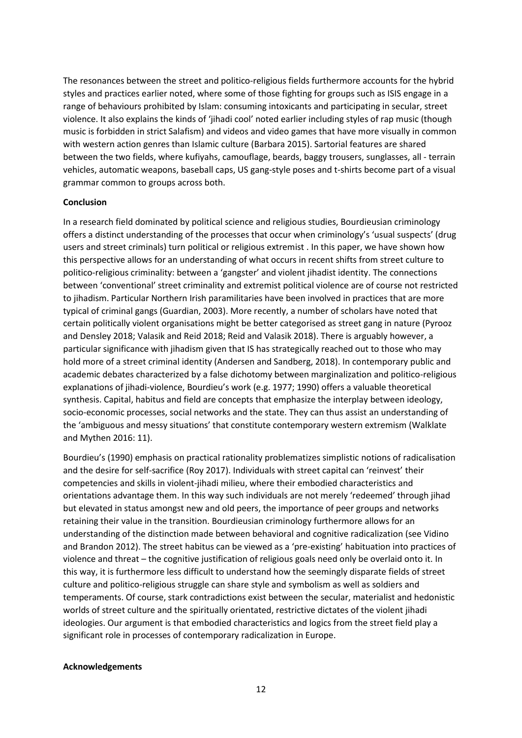The resonances between the street and politico-religious fields furthermore accounts for the hybrid styles and practices earlier noted, where some of those fighting for groups such as ISIS engage in a range of behaviours prohibited by Islam: consuming intoxicants and participating in secular, street violence. It also explains the kinds of 'jihadi cool' noted earlier including styles of rap music (though music is forbidden in strict Salafism) and videos and video games that have more visually in common with western action genres than Islamic culture (Barbara 2015). Sartorial features are shared between the two fields, where kufiyahs, camouflage, beards, baggy trousers, sunglasses, all - terrain vehicles, automatic weapons, baseball caps, US gang-style poses and t-shirts become part of a visual grammar common to groups across both.

**Conclusion**

In a research field dominated by political science and religious studies, Bourdieusian criminology offers a distinct understanding of the processes that occur when criminology's 'usual suspects' (drug users and street criminals) turn political or religious extremist . In this paper, we have shown how this perspective allows for an understanding of what occurs in recent shifts from street culture to politico-religious criminality: between a 'gangster' and violent jihadist identity. The connections between 'conventional' street criminality and extremist political violence are of course not restricted to jihadism. Particular Northern Irish paramilitaries have been involved in practices that are more typical of criminal gangs (Guardian, 2003). More recently, a number of scholars have noted that certain politically violent organisations might be better categorised as street gang in nature (Pyrooz and Densley 2018; Valasik and Reid 2018; Reid and Valasik 2018). There is arguably however, a particular significance with jihadism given that IS has strategically reached out to those who may hold more of a street criminal identity (Andersen and Sandberg, 2018). In contemporary public and academic debates characterized by a false dichotomy between marginalization and politico-religious explanations of jihadi-violence, Bourdieu's work (e.g. 1977; 1990) offers a valuable theoretical synthesis. Capital, habitus and field are concepts that emphasize the interplay between ideology, socio-economic processes, social networks and the state. They can thus assist an understanding of the 'ambiguous and messy situations' that constitute contemporary western extremism (Walklate and Mythen 2016: 11).

Bourdieu's (1990) emphasis on practical rationality problematizes simplistic notions of radicalisation and the desire for self-sacrifice (Roy 2017). Individuals with street capital can 'reinvest' their competencies and skills in violent-jihadi milieu, where their embodied characteristics and orientations advantage them. In this way such individuals are not merely 'redeemed' through jihad but elevated in status amongst new and old peers, the importance of peer groups and networks retaining their value in the transition. Bourdieusian criminology furthermore allows for an understanding of the distinction made between behavioral and cognitive radicalization (see Vidino and Brandon 2012). The street habitus can be viewed as a 'pre-existing' habituation into practices of violence and threat – the cognitive justification of religious goals need only be overlaid onto it. In this way, it is furthermore less difficult to understand how the seemingly disparate fields of street culture and politico-religious struggle can share style and symbolism as well as soldiers and temperaments. Of course, stark contradictions exist between the secular, materialist and hedonistic worlds of street culture and the spiritually orientated, restrictive dictates of the violent jihadi ideologies. Our argument is that embodied characteristics and logics from the street field play a significant role in processes of contemporary radicalization in Europe.

**Acknowledgements**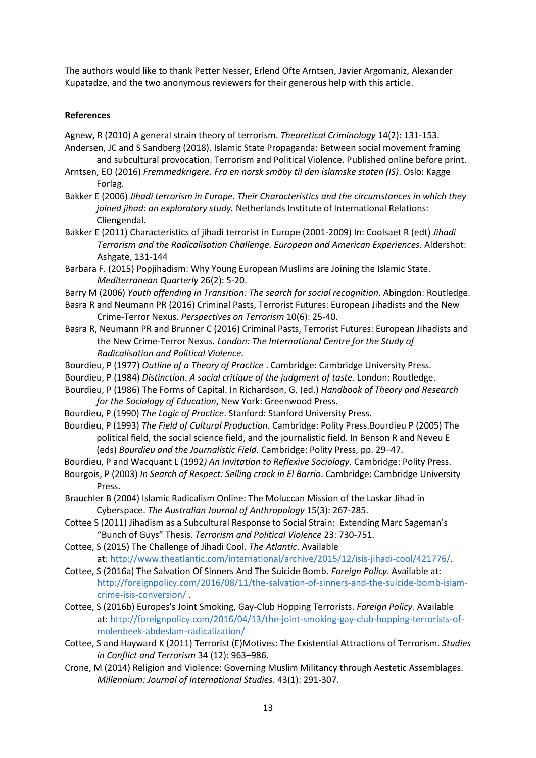The authors would like to thank Petter Nesser, Erlend Ofte Arntsen, Javier Argomaniz, Alexander Kupatadze, and the two anonymous reviewers for their generous help with this article.

**References**

Agnew, R (2010) A general strain theory of terrorism. *Theoretical Criminology* 14(2): 131-153.

Andersen, JC and S Sandberg (2018). Islamic State Propaganda: Between social movement framing and subcultural provocation. Terrorism and Political Violence. Published online before print.

Arntsen, EO (2016) *Fremmedkrigere. Fra en norsk småby til den islamske staten (IS)*. Oslo: Kagge Forlag.

Bakker E (2006) *Jihadi terrorism in Europe. Their Characteristics and the circumstances in which they joined jihad: an exploratory study.* Netherlands Institute of International Relations: Cliengendal.

Bakker E (2011) Characteristics of jihadi terrorist in Europe (2001-2009) In: Coolsaet R (edt) *Jihadi Terrorism and the Radicalisation Challenge. European and American Experiences.* Aldershot: Ashgate, 131-144

Barbara F. (2015) Popjihadism: Why Young European Muslims are Joining the Islamic State. *Mediterranean Quarterly* 26(2): 5-20.

Barry M (2006) *Youth offending in Transition: The search for social recognition*. Abingdon: Routledge.

Basra R and Neumann PR (2016) Criminal Pasts, Terrorist Futures: European Jihadists and the New Crime-Terror Nexus. *Perspectives on Terrorism* 10(6): 25-40.

Basra R, Neumann PR and Brunner C (2016) Criminal Pasts, Terrorist Futures: European Jihadists and the New Crime-Terror Nexus*. London: The International Centre for the Study of Radicalisation and Political Violence*.

Bourdieu, P (1977) *Outline of a Theory of Practice* . Cambridge: Cambridge University Press.

Bourdieu, P (1984) *Distinction*. *A social critique of the judgment of taste*. London: Routledge.

Bourdieu, P (1986) The Forms of Capital. In Richardson, G. (ed.) *Handbook of Theory and Research for the Sociology of Education*, New York: Greenwood Press.

Bourdieu, P (1990) *The Logic of Practice*. Stanford: Stanford University Press.

Bourdieu, P (1993) *The Field of Cultural Production*. Cambridge: Polity Press.Bourdieu P (2005) The political field, the social science field, and the journalistic field. In Benson R and Neveu E (eds) *Bourdieu and the Journalistic Field*. Cambridge: Polity Press, pp. 29–47.

Bourdieu, P and Wacquant L (1992*) An Invitation to Reflexive Sociology*. Cambridge: Polity Press.

Bourgois, P (2003) *In Search of Respect: Selling crack in El Barrio*. Cambridge: Cambridge University Press.

Brauchler B (2004) Islamic Radicalism Online: The Moluccan Mission of the Laskar Jihad in Cyberspace. *The Australian Journal of Anthropology* 15(3): 267-285.

Cottee S (2011) Jihadism as a Subcultural Response to Social Strain: Extending Marc Sageman's "Bunch of Guys" Thesis. *Terrorism and Political Violence* 23: 730-751.

Cottee, S (2015) The Challenge of Jihadi Cool. *The Atlantic*. Available at: http://www.theatlantic.com/international/archive/2015/12/isis-jihadi-cool/421776/.

Cottee, S (2016a) The Salvation Of Sinners And The Suicide Bomb. *Foreign Policy*. Available at: http://foreignpolicy.com/2016/08/11/the-salvation-of-sinners-and-the-suicide-bomb-islam-crime-isis-conversion/ .

Cottee, S (2016b) Europes's Joint Smoking, Gay-Club Hopping Terrorists. *Foreign Policy.* Available at: http://foreignpolicy.com/2016/04/13/the-joint-smoking-gay-club-hopping-terrorists-of-molenbeek-abdeslam-radicalization/

Cottee, S and Hayward K (2011) Terrorist (E)Motives: The Existential Attractions of Terrorism. *Studies in Conflict and Terrorism* 34 (12): 963–986.

Crone, M (2014) Religion and Violence: Governing Muslim Militancy through Aestetic Assemblages. *Millennium: Journal of International Studies*. 43(1): 291-307.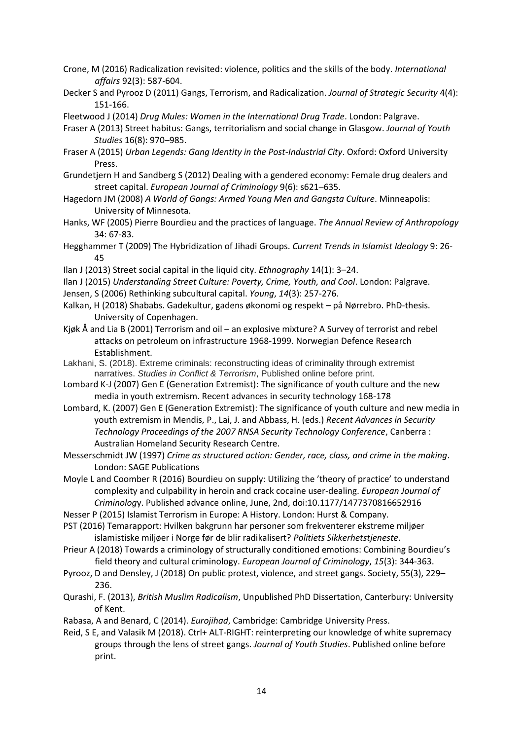Crone, M (2016) Radicalization revisited: violence, politics and the skills of the body. *International affairs* 92(3): 587-604.

Decker S and Pyrooz D (2011) Gangs, Terrorism, and Radicalization. *Journal of Strategic Security* 4(4): 151-166.

Fleetwood J (2014) *Drug Mules: Women in the International Drug Trade*. London: Palgrave.

Fraser A (2013) Street habitus: Gangs, territorialism and social change in Glasgow. *Journal of Youth Studies* 16(8): 970–985.

Fraser A (2015) *Urban Legends: Gang Identity in the Post-Industrial City*. Oxford: Oxford University Press.

Grundetjern H and Sandberg S (2012) Dealing with a gendered economy: Female drug dealers and street capital. *European Journal of Criminology* 9(6): s621–635.

Hagedorn JM (2008) *A World of Gangs: Armed Young Men and Gangsta Culture*. Minneapolis: University of Minnesota.

Hanks, WF (2005) Pierre Bourdieu and the practices of language. *The Annual Review of Anthropology* 34: 67-83.

Hegghammer T (2009) The Hybridization of Jihadi Groups. *Current Trends in Islamist Ideology* 9: 26-45

Ilan J (2013) Street social capital in the liquid city. *Ethnography* 14(1): 3–24.

Ilan J (2015) *Understanding Street Culture: Poverty, Crime, Youth, and Cool*. London: Palgrave.

Jensen, S (2006) Rethinking subcultural capital. *Young*, *14*(3): 257-276.

Kalkan, H (2018) Shababs. Gadekultur, gadens økonomi og respekt – på Nørrebro. PhD-thesis. University of Copenhagen.

Kjøk Å and Lia B (2001) Terrorism and oil – an explosive mixture? A Survey of terrorist and rebel attacks on petroleum on infrastructure 1968-1999. Norwegian Defence Research Establishment.

Lakhani, S. (2018). Extreme criminals: reconstructing ideas of criminality through extremist narratives. *Studies in Conflict & Terrorism*, Published online before print.

Lombard K-J (2007) Gen E (Generation Extremist): The significance of youth culture and the new media in youth extremism. Recent advances in security technology 168-178

Lombard, K. (2007) Gen E (Generation Extremist): The significance of youth culture and new media in youth extremism in Mendis, P., Lai, J. and Abbass, H. (eds.) *Recent Advances in Security Technology Proceedings of the 2007 RNSA Security Technology Conference*, Canberra : Australian Homeland Security Research Centre.

Messerschmidt JW (1997) *Crime as structured action: Gender, race, class, and crime in the making*. London: SAGE Publications

Moyle L and Coomber R (2016) Bourdieu on supply: Utilizing the 'theory of practice' to understand complexity and culpability in heroin and crack cocaine user-dealing. *European Journal of Criminology*. Published advance online, June, 2nd, doi:10.1177/1477370816652916

Nesser P (2015) Islamist Terrorism in Europe: A History. London: Hurst & Company.

PST (2016) Temarapport: Hvilken bakgrunn har personer som frekventerer ekstreme miljøer islamistiske miljøer i Norge før de blir radikalisert? *Politiets Sikkerhetstjeneste*.

Prieur A (2018) Towards a criminology of structurally conditioned emotions: Combining Bourdieu's field theory and cultural criminology. *European Journal of Criminology*, *15*(3): 344-363.

Pyrooz, D and Densley, J (2018) On public protest, violence, and street gangs. Society, 55(3), 229–236.

Qurashi, F. (2013), *British Muslim Radicalism*, Unpublished PhD Dissertation, Canterbury: University of Kent.

Rabasa, A and Benard, C (2014). *Eurojihad*, Cambridge: Cambridge University Press.

Reid, S E, and Valasik M (2018). Ctrl+ ALT-RIGHT: reinterpreting our knowledge of white supremacy groups through the lens of street gangs. *Journal of Youth Studies*. Published online before print.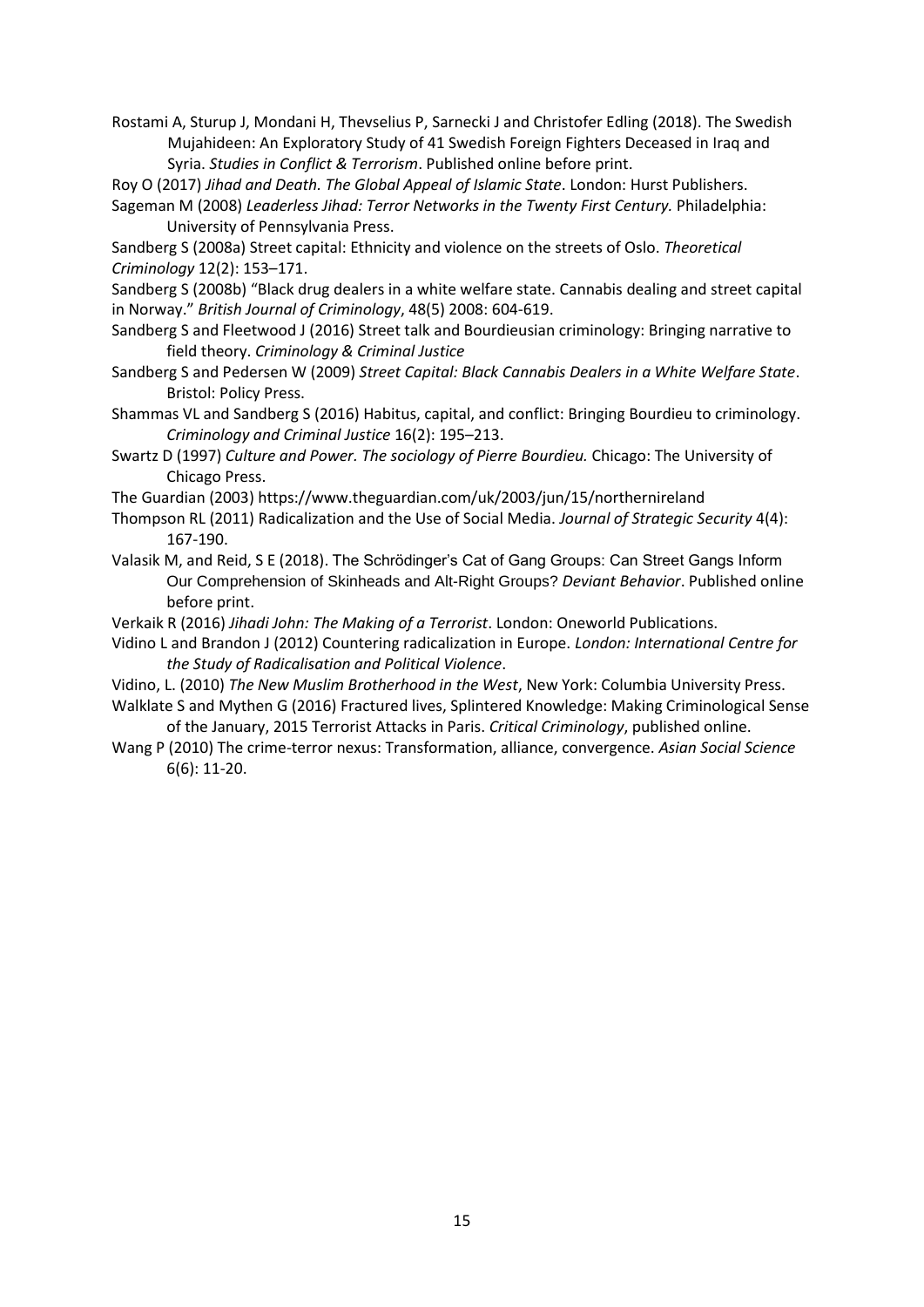Rostami A, Sturup J, Mondani H, Thevselius P, Sarnecki J and Christofer Edling (2018). The Swedish Mujahideen: An Exploratory Study of 41 Swedish Foreign Fighters Deceased in Iraq and Syria. *Studies in Conflict & Terrorism*. Published online before print.

Roy O (2017) *Jihad and Death. The Global Appeal of Islamic State*. London: Hurst Publishers.

Sageman M (2008) *Leaderless Jihad: Terror Networks in the Twenty First Century.* Philadelphia: University of Pennsylvania Press.

Sandberg S (2008a) Street capital: Ethnicity and violence on the streets of Oslo. *Theoretical Criminology* 12(2): 153–171.

Sandberg S (2008b) "Black drug dealers in a white welfare state. Cannabis dealing and street capital in Norway." *British Journal of Criminology*, 48(5) 2008: 604-619.

Sandberg S and Fleetwood J (2016) Street talk and Bourdieusian criminology: Bringing narrative to field theory. *Criminology & Criminal Justice*

Sandberg S and Pedersen W (2009) *Street Capital: Black Cannabis Dealers in a White Welfare State*. Bristol: Policy Press.

Shammas VL and Sandberg S (2016) Habitus, capital, and conflict: Bringing Bourdieu to criminology. *Criminology and Criminal Justice* 16(2): 195–213.

Swartz D (1997) *Culture and Power. The sociology of Pierre Bourdieu.* Chicago: The University of Chicago Press.

The Guardian (2003) https://www.theguardian.com/uk/2003/jun/15/northernireland

Thompson RL (2011) Radicalization and the Use of Social Media. *Journal of Strategic Security* 4(4): 167-190.

Valasik M, and Reid, S E (2018). The Schrödinger's Cat of Gang Groups: Can Street Gangs Inform Our Comprehension of Skinheads and Alt-Right Groups? *Deviant Behavior*. Published online before print.

Verkaik R (2016) *Jihadi John: The Making of a Terrorist*. London: Oneworld Publications.

Vidino L and Brandon J (2012) Countering radicalization in Europe. *London: International Centre for the Study of Radicalisation and Political Violence*.

Vidino, L. (2010) *The New Muslim Brotherhood in the West*, New York: Columbia University Press.

Walklate S and Mythen G (2016) Fractured lives, Splintered Knowledge: Making Criminological Sense of the January, 2015 Terrorist Attacks in Paris. *Critical Criminology*, published online.

Wang P (2010) The crime-terror nexus: Transformation, alliance, convergence. *Asian Social Science* 6(6): 11-20.